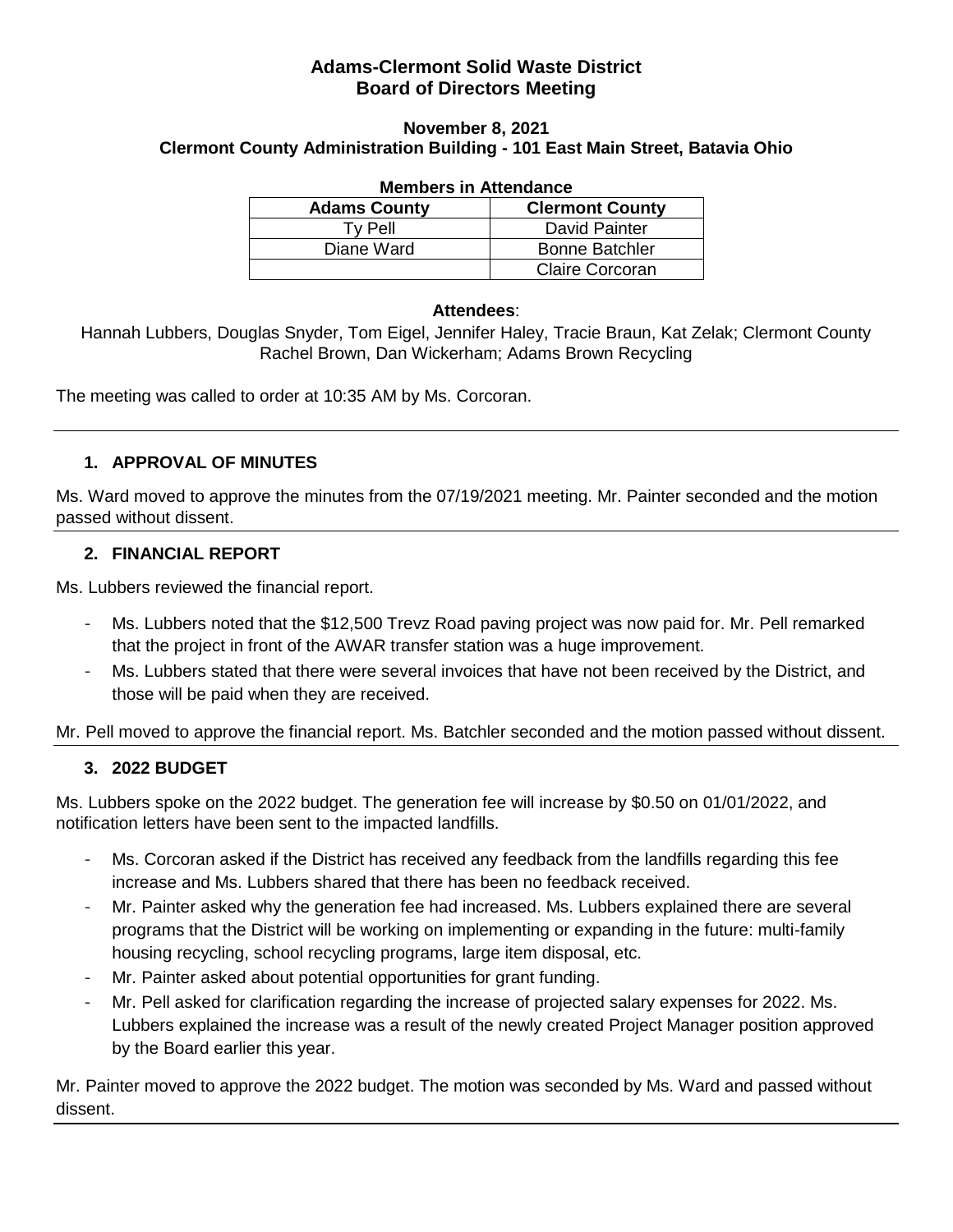# Adams-Clermont Solid Waste District
# Board of Directors Meeting

### November 8, 2021
### Clermont County Administration Building - 101 East Main Street, Batavia Ohio

**Members in Attendance**

| Adams County | Clermont County |
|---|---|
| Ty Pell | David Painter |
| Diane Ward | Bonne Batchler |
| | Claire Corcoran |

**Attendees**:

Hannah Lubbers, Douglas Snyder, Tom Eigel, Jennifer Haley, Tracie Braun, Kat Zelak; Clermont County
Rachel Brown, Dan Wickerham; Adams Brown Recycling

The meeting was called to order at 10:35 AM by Ms. Corcoran.

---

## 1. APPROVAL OF MINUTES

Ms. Ward moved to approve the minutes from the 07/19/2021 meeting. Mr. Painter seconded and the motion passed without dissent.

## 2. FINANCIAL REPORT

Ms. Lubbers reviewed the financial report.

- Ms. Lubbers noted that the $12,500 Trevz Road paving project was now paid for. Mr. Pell remarked that the project in front of the AWAR transfer station was a huge improvement.
- Ms. Lubbers stated that there were several invoices that have not been received by the District, and those will be paid when they are received.

Mr. Pell moved to approve the financial report. Ms. Batchler seconded and the motion passed without dissent.

## 3. 2022 BUDGET

Ms. Lubbers spoke on the 2022 budget. The generation fee will increase by $0.50 on 01/01/2022, and notification letters have been sent to the impacted landfills.

- Ms. Corcoran asked if the District has received any feedback from the landfills regarding this fee increase and Ms. Lubbers shared that there has been no feedback received.
- Mr. Painter asked why the generation fee had increased. Ms. Lubbers explained there are several programs that the District will be working on implementing or expanding in the future: multi-family housing recycling, school recycling programs, large item disposal, etc.
- Mr. Painter asked about potential opportunities for grant funding.
- Mr. Pell asked for clarification regarding the increase of projected salary expenses for 2022. Ms. Lubbers explained the increase was a result of the newly created Project Manager position approved by the Board earlier this year.

Mr. Painter moved to approve the 2022 budget. The motion was seconded by Ms. Ward and passed without dissent.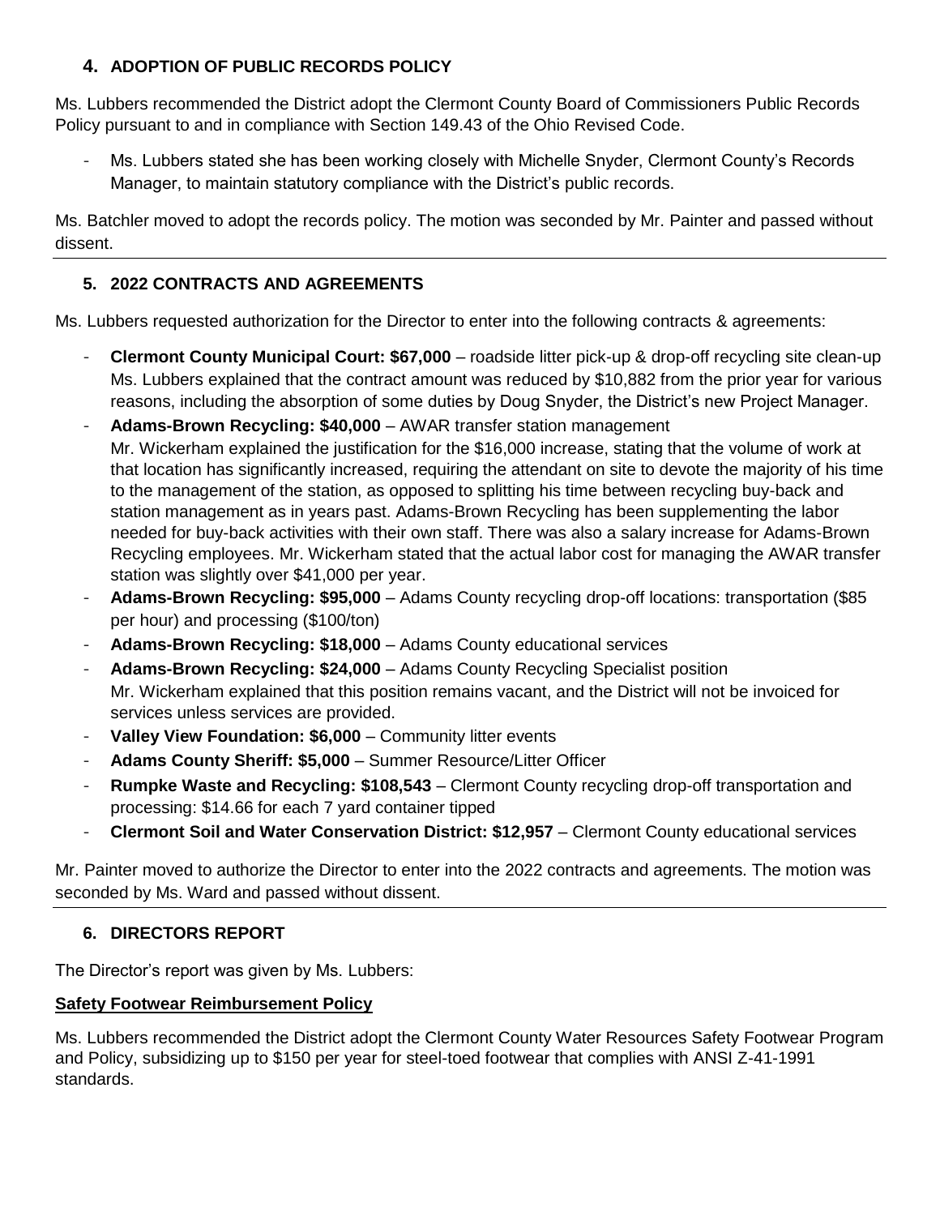## 4. ADOPTION OF PUBLIC RECORDS POLICY

Ms. Lubbers recommended the District adopt the Clermont County Board of Commissioners Public Records Policy pursuant to and in compliance with Section 149.43 of the Ohio Revised Code.

- Ms. Lubbers stated she has been working closely with Michelle Snyder, Clermont County's Records Manager, to maintain statutory compliance with the District's public records.

Ms. Batchler moved to adopt the records policy. The motion was seconded by Mr. Painter and passed without dissent.

---

## 5. 2022 CONTRACTS AND AGREEMENTS

Ms. Lubbers requested authorization for the Director to enter into the following contracts & agreements:

- **Clermont County Municipal Court: $67,000** – roadside litter pick-up & drop-off recycling site clean-up
  Ms. Lubbers explained that the contract amount was reduced by $10,882 from the prior year for various reasons, including the absorption of some duties by Doug Snyder, the District's new Project Manager.
- **Adams-Brown Recycling: $40,000** – AWAR transfer station management
  Mr. Wickerham explained the justification for the $16,000 increase, stating that the volume of work at that location has significantly increased, requiring the attendant on site to devote the majority of his time to the management of the station, as opposed to splitting his time between recycling buy-back and station management as in years past. Adams-Brown Recycling has been supplementing the labor needed for buy-back activities with their own staff. There was also a salary increase for Adams-Brown Recycling employees. Mr. Wickerham stated that the actual labor cost for managing the AWAR transfer station was slightly over $41,000 per year.
- **Adams-Brown Recycling: $95,000** – Adams County recycling drop-off locations: transportation ($85 per hour) and processing ($100/ton)
- **Adams-Brown Recycling: $18,000** – Adams County educational services
- **Adams-Brown Recycling: $24,000** – Adams County Recycling Specialist position
  Mr. Wickerham explained that this position remains vacant, and the District will not be invoiced for services unless services are provided.
- **Valley View Foundation: $6,000** – Community litter events
- **Adams County Sheriff: $5,000** – Summer Resource/Litter Officer
- **Rumpke Waste and Recycling: $108,543** – Clermont County recycling drop-off transportation and processing: $14.66 for each 7 yard container tipped
- **Clermont Soil and Water Conservation District: $12,957** – Clermont County educational services

Mr. Painter moved to authorize the Director to enter into the 2022 contracts and agreements. The motion was seconded by Ms. Ward and passed without dissent.

---

## 6. DIRECTORS REPORT

The Director's report was given by Ms. Lubbers:

**Safety Footwear Reimbursement Policy**

Ms. Lubbers recommended the District adopt the Clermont County Water Resources Safety Footwear Program and Policy, subsidizing up to $150 per year for steel-toed footwear that complies with ANSI Z-41-1991 standards.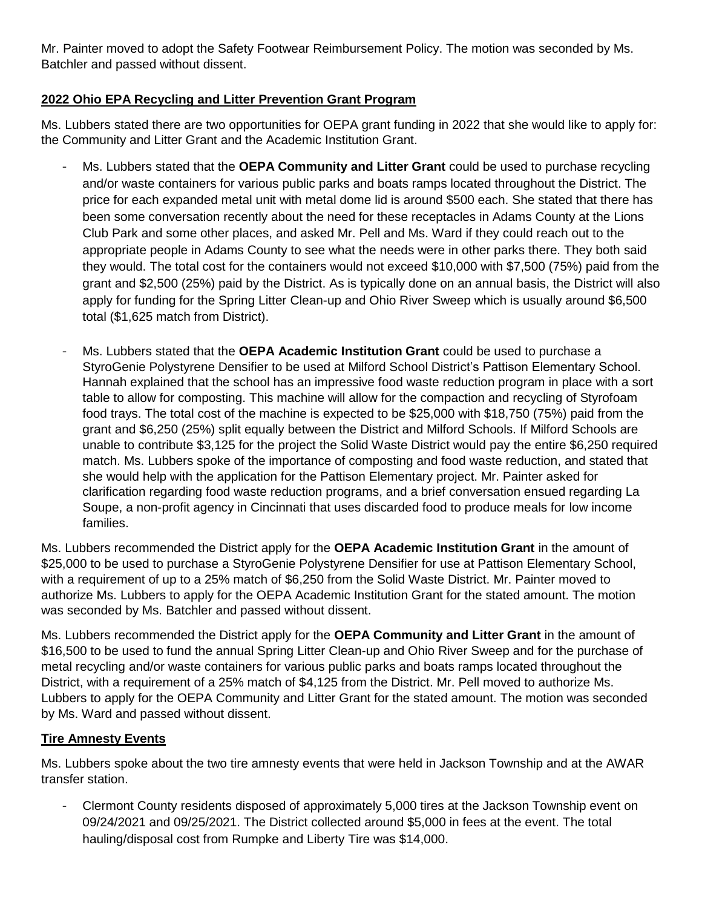Mr. Painter moved to adopt the Safety Footwear Reimbursement Policy. The motion was seconded by Ms. Batchler and passed without dissent.

## 2022 Ohio EPA Recycling and Litter Prevention Grant Program

Ms. Lubbers stated there are two opportunities for OEPA grant funding in 2022 that she would like to apply for: the Community and Litter Grant and the Academic Institution Grant.

- Ms. Lubbers stated that the **OEPA Community and Litter Grant** could be used to purchase recycling and/or waste containers for various public parks and boats ramps located throughout the District. The price for each expanded metal unit with metal dome lid is around $500 each. She stated that there has been some conversation recently about the need for these receptacles in Adams County at the Lions Club Park and some other places, and asked Mr. Pell and Ms. Ward if they could reach out to the appropriate people in Adams County to see what the needs were in other parks there. They both said they would. The total cost for the containers would not exceed $10,000 with $7,500 (75%) paid from the grant and $2,500 (25%) paid by the District. As is typically done on an annual basis, the District will also apply for funding for the Spring Litter Clean-up and Ohio River Sweep which is usually around $6,500 total ($1,625 match from District).

- Ms. Lubbers stated that the **OEPA Academic Institution Grant** could be used to purchase a StyroGenie Polystyrene Densifier to be used at Milford School District's Pattison Elementary School. Hannah explained that the school has an impressive food waste reduction program in place with a sort table to allow for composting. This machine will allow for the compaction and recycling of Styrofoam food trays. The total cost of the machine is expected to be $25,000 with $18,750 (75%) paid from the grant and $6,250 (25%) split equally between the District and Milford Schools. If Milford Schools are unable to contribute $3,125 for the project the Solid Waste District would pay the entire $6,250 required match. Ms. Lubbers spoke of the importance of composting and food waste reduction, and stated that she would help with the application for the Pattison Elementary project. Mr. Painter asked for clarification regarding food waste reduction programs, and a brief conversation ensued regarding La Soupe, a non-profit agency in Cincinnati that uses discarded food to produce meals for low income families.

Ms. Lubbers recommended the District apply for the **OEPA Academic Institution Grant** in the amount of $25,000 to be used to purchase a StyroGenie Polystyrene Densifier for use at Pattison Elementary School, with a requirement of up to a 25% match of $6,250 from the Solid Waste District. Mr. Painter moved to authorize Ms. Lubbers to apply for the OEPA Academic Institution Grant for the stated amount. The motion was seconded by Ms. Batchler and passed without dissent.

Ms. Lubbers recommended the District apply for the **OEPA Community and Litter Grant** in the amount of $16,500 to be used to fund the annual Spring Litter Clean-up and Ohio River Sweep and for the purchase of metal recycling and/or waste containers for various public parks and boats ramps located throughout the District, with a requirement of a 25% match of $4,125 from the District. Mr. Pell moved to authorize Ms. Lubbers to apply for the OEPA Community and Litter Grant for the stated amount. The motion was seconded by Ms. Ward and passed without dissent.

## Tire Amnesty Events

Ms. Lubbers spoke about the two tire amnesty events that were held in Jackson Township and at the AWAR transfer station.

- Clermont County residents disposed of approximately 5,000 tires at the Jackson Township event on 09/24/2021 and 09/25/2021. The District collected around $5,000 in fees at the event. The total hauling/disposal cost from Rumpke and Liberty Tire was $14,000.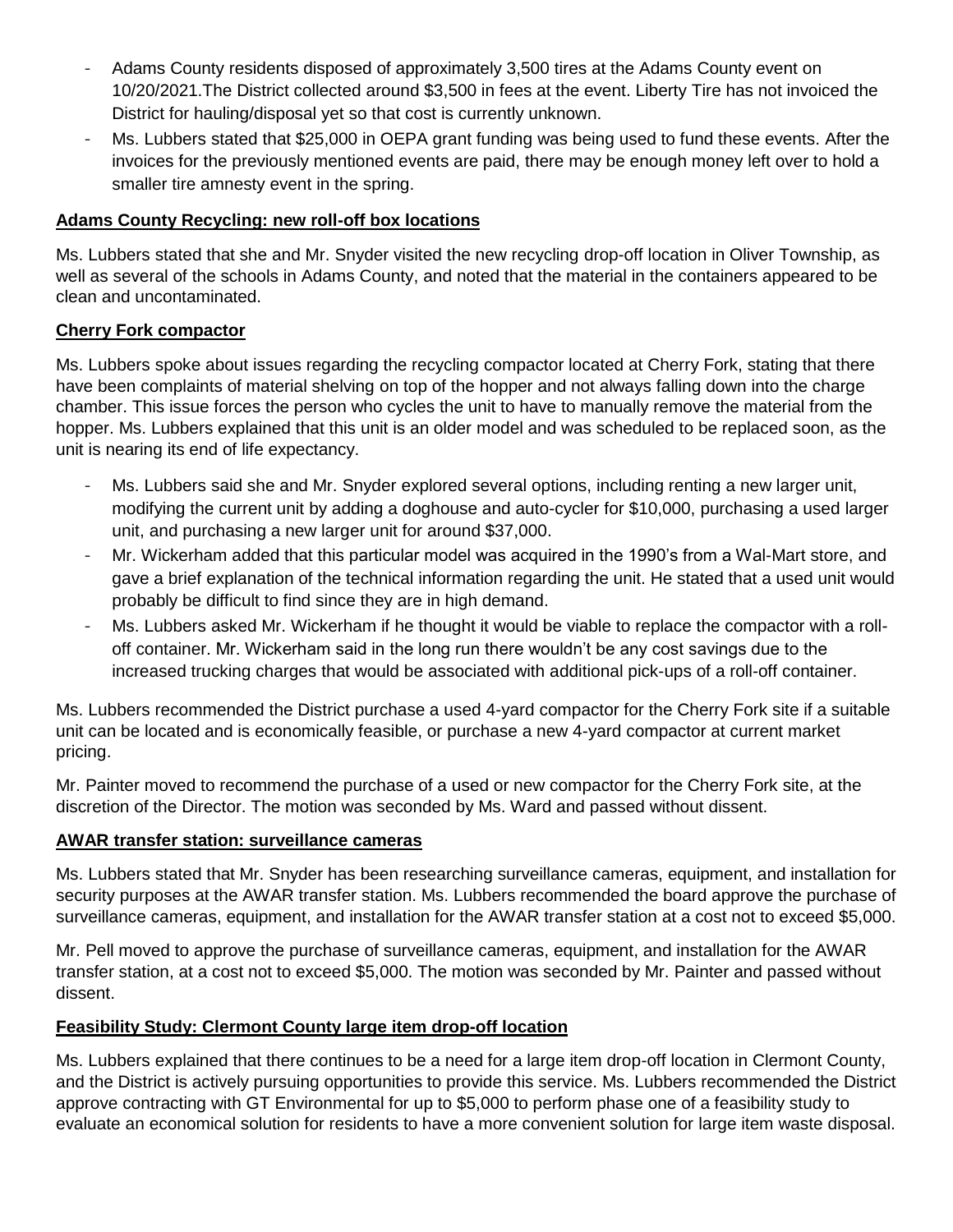- Adams County residents disposed of approximately 3,500 tires at the Adams County event on 10/20/2021.The District collected around $3,500 in fees at the event. Liberty Tire has not invoiced the District for hauling/disposal yet so that cost is currently unknown.
- Ms. Lubbers stated that $25,000 in OEPA grant funding was being used to fund these events. After the invoices for the previously mentioned events are paid, there may be enough money left over to hold a smaller tire amnesty event in the spring.

**Adams County Recycling: new roll-off box locations**

Ms. Lubbers stated that she and Mr. Snyder visited the new recycling drop-off location in Oliver Township, as well as several of the schools in Adams County, and noted that the material in the containers appeared to be clean and uncontaminated.

**Cherry Fork compactor**

Ms. Lubbers spoke about issues regarding the recycling compactor located at Cherry Fork, stating that there have been complaints of material shelving on top of the hopper and not always falling down into the charge chamber. This issue forces the person who cycles the unit to have to manually remove the material from the hopper. Ms. Lubbers explained that this unit is an older model and was scheduled to be replaced soon, as the unit is nearing its end of life expectancy.

- Ms. Lubbers said she and Mr. Snyder explored several options, including renting a new larger unit, modifying the current unit by adding a doghouse and auto-cycler for $10,000, purchasing a used larger unit, and purchasing a new larger unit for around $37,000.
- Mr. Wickerham added that this particular model was acquired in the 1990's from a Wal-Mart store, and gave a brief explanation of the technical information regarding the unit. He stated that a used unit would probably be difficult to find since they are in high demand.
- Ms. Lubbers asked Mr. Wickerham if he thought it would be viable to replace the compactor with a roll-off container. Mr. Wickerham said in the long run there wouldn't be any cost savings due to the increased trucking charges that would be associated with additional pick-ups of a roll-off container.

Ms. Lubbers recommended the District purchase a used 4-yard compactor for the Cherry Fork site if a suitable unit can be located and is economically feasible, or purchase a new 4-yard compactor at current market pricing.

Mr. Painter moved to recommend the purchase of a used or new compactor for the Cherry Fork site, at the discretion of the Director. The motion was seconded by Ms. Ward and passed without dissent.

**AWAR transfer station: surveillance cameras**

Ms. Lubbers stated that Mr. Snyder has been researching surveillance cameras, equipment, and installation for security purposes at the AWAR transfer station. Ms. Lubbers recommended the board approve the purchase of surveillance cameras, equipment, and installation for the AWAR transfer station at a cost not to exceed $5,000.

Mr. Pell moved to approve the purchase of surveillance cameras, equipment, and installation for the AWAR transfer station, at a cost not to exceed $5,000. The motion was seconded by Mr. Painter and passed without dissent.

**Feasibility Study: Clermont County large item drop-off location**

Ms. Lubbers explained that there continues to be a need for a large item drop-off location in Clermont County, and the District is actively pursuing opportunities to provide this service. Ms. Lubbers recommended the District approve contracting with GT Environmental for up to $5,000 to perform phase one of a feasibility study to evaluate an economical solution for residents to have a more convenient solution for large item waste disposal.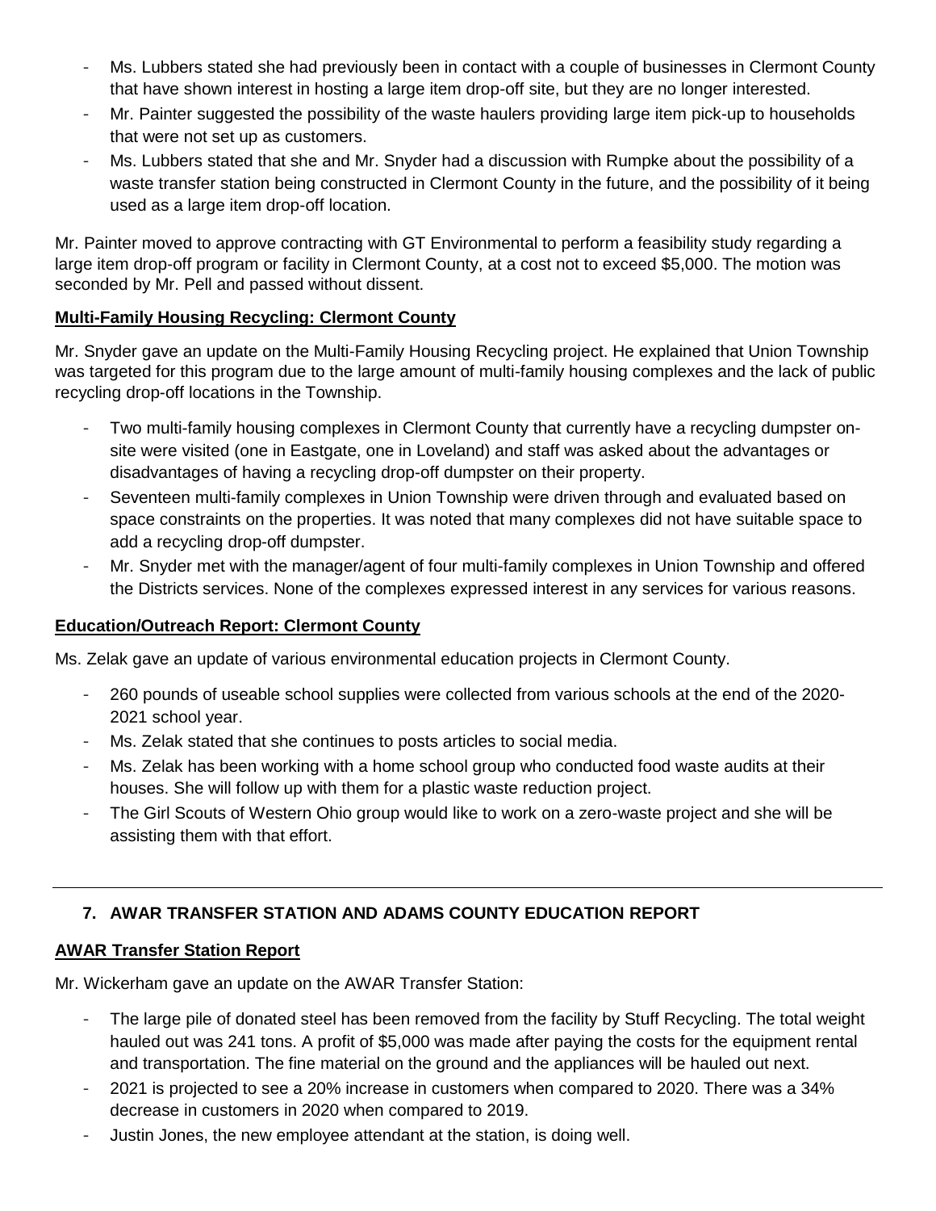- Ms. Lubbers stated she had previously been in contact with a couple of businesses in Clermont County that have shown interest in hosting a large item drop-off site, but they are no longer interested.
- Mr. Painter suggested the possibility of the waste haulers providing large item pick-up to households that were not set up as customers.
- Ms. Lubbers stated that she and Mr. Snyder had a discussion with Rumpke about the possibility of a waste transfer station being constructed in Clermont County in the future, and the possibility of it being used as a large item drop-off location.

Mr. Painter moved to approve contracting with GT Environmental to perform a feasibility study regarding a large item drop-off program or facility in Clermont County, at a cost not to exceed $5,000. The motion was seconded by Mr. Pell and passed without dissent.

**Multi-Family Housing Recycling: Clermont County**

Mr. Snyder gave an update on the Multi-Family Housing Recycling project. He explained that Union Township was targeted for this program due to the large amount of multi-family housing complexes and the lack of public recycling drop-off locations in the Township.

- Two multi-family housing complexes in Clermont County that currently have a recycling dumpster on-site were visited (one in Eastgate, one in Loveland) and staff was asked about the advantages or disadvantages of having a recycling drop-off dumpster on their property.
- Seventeen multi-family complexes in Union Township were driven through and evaluated based on space constraints on the properties. It was noted that many complexes did not have suitable space to add a recycling drop-off dumpster.
- Mr. Snyder met with the manager/agent of four multi-family complexes in Union Township and offered the Districts services. None of the complexes expressed interest in any services for various reasons.

**Education/Outreach Report: Clermont County**

Ms. Zelak gave an update of various environmental education projects in Clermont County.

- 260 pounds of useable school supplies were collected from various schools at the end of the 2020-2021 school year.
- Ms. Zelak stated that she continues to posts articles to social media.
- Ms. Zelak has been working with a home school group who conducted food waste audits at their houses. She will follow up with them for a plastic waste reduction project.
- The Girl Scouts of Western Ohio group would like to work on a zero-waste project and she will be assisting them with that effort.

---

## 7. AWAR TRANSFER STATION AND ADAMS COUNTY EDUCATION REPORT

**AWAR Transfer Station Report**

Mr. Wickerham gave an update on the AWAR Transfer Station:

- The large pile of donated steel has been removed from the facility by Stuff Recycling. The total weight hauled out was 241 tons. A profit of $5,000 was made after paying the costs for the equipment rental and transportation. The fine material on the ground and the appliances will be hauled out next.
- 2021 is projected to see a 20% increase in customers when compared to 2020. There was a 34% decrease in customers in 2020 when compared to 2019.
- Justin Jones, the new employee attendant at the station, is doing well.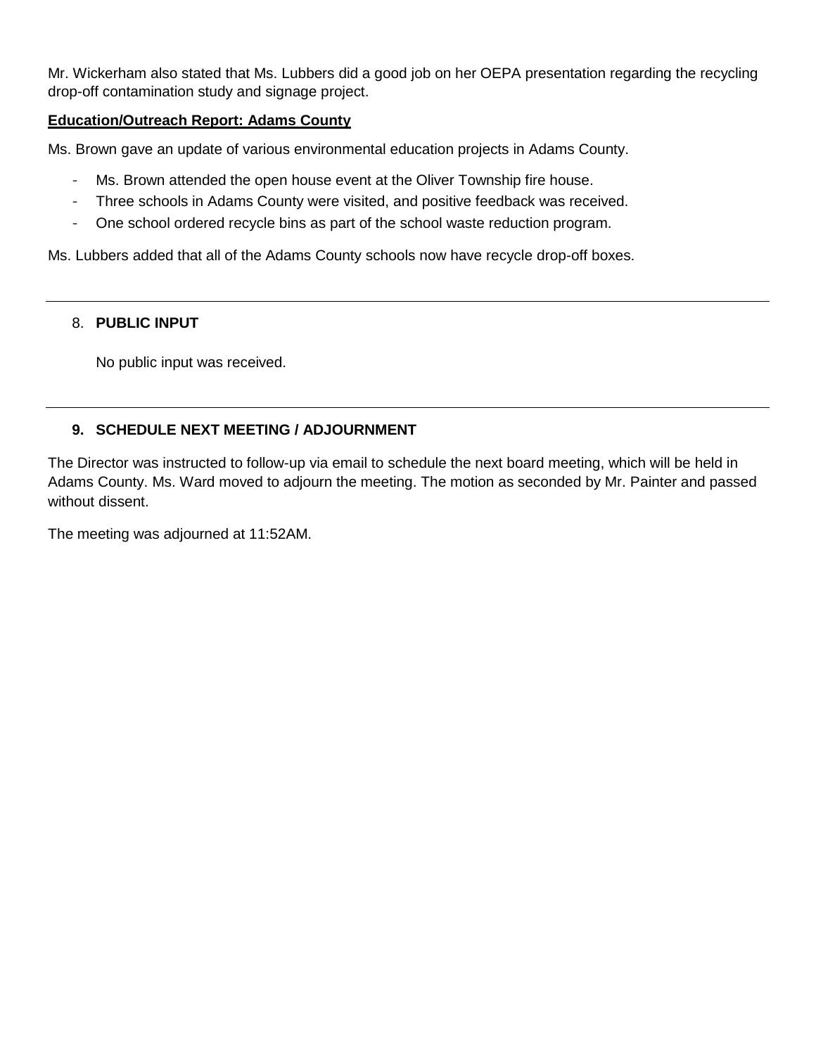Mr. Wickerham also stated that Ms. Lubbers did a good job on her OEPA presentation regarding the recycling drop-off contamination study and signage project.

**Education/Outreach Report: Adams County**

Ms. Brown gave an update of various environmental education projects in Adams County.

- Ms. Brown attended the open house event at the Oliver Township fire house.
- Three schools in Adams County were visited, and positive feedback was received.
- One school ordered recycle bins as part of the school waste reduction program.

Ms. Lubbers added that all of the Adams County schools now have recycle drop-off boxes.

---

## 8. PUBLIC INPUT

No public input was received.

---

## 9. SCHEDULE NEXT MEETING / ADJOURNMENT

The Director was instructed to follow-up via email to schedule the next board meeting, which will be held in Adams County. Ms. Ward moved to adjourn the meeting. The motion as seconded by Mr. Painter and passed without dissent.

The meeting was adjourned at 11:52AM.